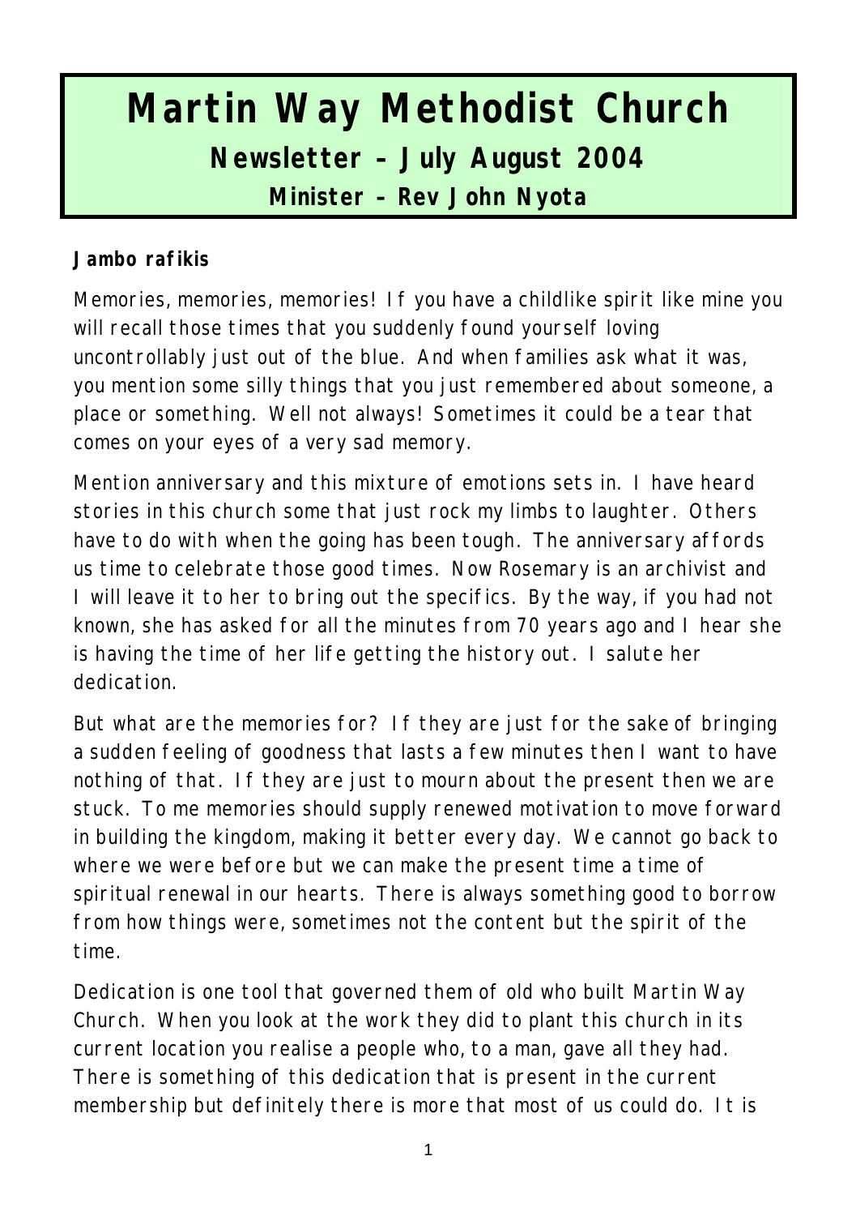# Martin Way Methodist Church

## Newsletter – July August 2004

### Minister – Rev John Nyota

**Jambo rafikis**

Memories, memories, memories! If you have a childlike spirit like mine you will recall those times that you suddenly found yourself loving uncontrollably just out of the blue. And when families ask what it was, you mention some silly things that you just remembered about someone, a place or something. Well not always! Sometimes it could be a tear that comes on your eyes of a very sad memory.

Mention anniversary and this mixture of emotions sets in. I have heard stories in this church some that just rock my limbs to laughter. Others have to do with when the going has been tough. The anniversary affords us time to celebrate those good times. Now Rosemary is an archivist and I will leave it to her to bring out the specifics. By the way, if you had not known, she has asked for all the minutes from 70 years ago and I hear she is having the time of her life getting the history out. I salute her dedication.

But what are the memories for? If they are just for the sake of bringing a sudden feeling of goodness that lasts a few minutes then I want to have nothing of that. If they are just to mourn about the present then we are stuck. To me memories should supply renewed motivation to move forward in building the kingdom, making it better every day. We cannot go back to where we were before but we can make the present time a time of spiritual renewal in our hearts. There is always something good to borrow from how things were, sometimes not the content but the spirit of the time.

Dedication is one tool that governed them of old who built Martin Way Church. When you look at the work they did to plant this church in its current location you realise a people who, to a man, gave all they had. There is something of this dedication that is present in the current membership but definitely there is more that most of us could do. It is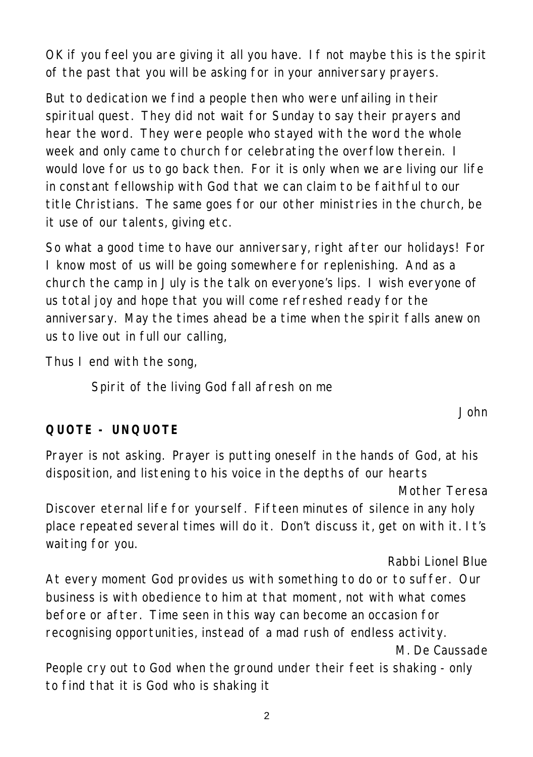OK if you feel you are giving it all you have. If not maybe this is the spirit of the past that you will be asking for in your anniversary prayers.

But to dedication we find a people then who were unfailing in their spiritual quest. They did not wait for Sunday to say their prayers and hear the word. They were people who stayed with the word the whole week and only came to church for celebrating the overflow therein. I would love for us to go back then. For it is only when we are living our life in constant fellowship with God that we can claim to be faithful to our title Christians. The same goes for our other ministries in the church, be it use of our talents, giving etc.

So what a good time to have our anniversary, right after our holidays! For I know most of us will be going somewhere for replenishing. And as a church the camp in July is the talk on everyone's lips. I wish everyone of us total joy and hope that you will come refreshed ready for the anniversary. May the times ahead be a time when the spirit falls anew on us to live out in full our calling,

Thus I end with the song,

> Spirit of the living God fall afresh on me

John

**QUOTE - UNQUOTE**

Prayer is not asking. Prayer is putting oneself in the hands of God, at his disposition, and listening to his voice in the depths of our hearts

Mother Teresa

Discover eternal life for yourself. Fifteen minutes of silence in any holy place repeated several times will do it. Don't discuss it, get on with it. It's waiting for you.

Rabbi Lionel Blue

At every moment God provides us with something to do or to suffer. Our business is with obedience to him at that moment, not with what comes before or after. Time seen in this way can become an occasion for recognising opportunities, instead of a mad rush of endless activity.

M. De Caussade

People cry out to God when the ground under their feet is shaking - only to find that it is God who is shaking it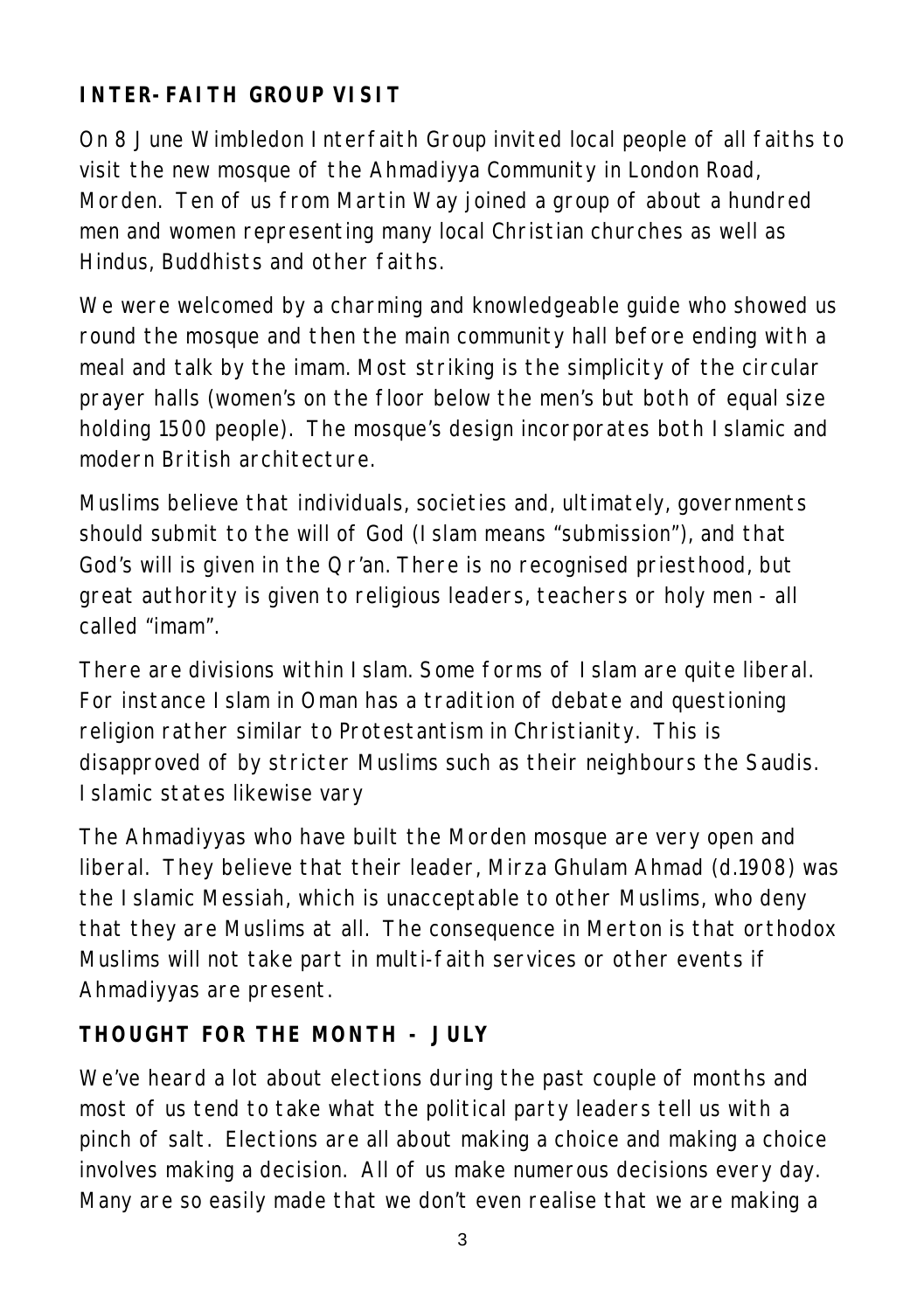## INTER-FAITH GROUP VISIT

On 8 June Wimbledon Interfaith Group invited local people of all faiths to visit the new mosque of the Ahmadiyya Community in London Road, Morden. Ten of us from Martin Way joined a group of about a hundred men and women representing many local Christian churches as well as Hindus, Buddhists and other faiths.

We were welcomed by a charming and knowledgeable guide who showed us round the mosque and then the main community hall before ending with a meal and talk by the imam. Most striking is the simplicity of the circular prayer halls (women's on the floor below the men's but both of equal size holding 1500 people). The mosque's design incorporates both Islamic and modern British architecture.

Muslims believe that individuals, societies and, ultimately, governments should submit to the will of God (Islam means "submission"), and that God's will is given in the Qr'an. There is no recognised priesthood, but great authority is given to religious leaders, teachers or holy men - all called "imam".

There are divisions within Islam. Some forms of Islam are quite liberal. For instance Islam in Oman has a tradition of debate and questioning religion rather similar to Protestantism in Christianity. This is disapproved of by stricter Muslims such as their neighbours the Saudis. Islamic states likewise vary

The Ahmadiyyas who have built the Morden mosque are very open and liberal. They believe that their leader, Mirza Ghulam Ahmad (d.1908) was the Islamic Messiah, which is unacceptable to other Muslims, who deny that they are Muslims at all. The consequence in Merton is that orthodox Muslims will not take part in multi-faith services or other events if Ahmadiyyas are present.

## THOUGHT FOR THE MONTH - JULY

We've heard a lot about elections during the past couple of months and most of us tend to take what the political party leaders tell us with a pinch of salt. Elections are all about making a choice and making a choice involves making a decision. All of us make numerous decisions every day. Many are so easily made that we don't even realise that we are making a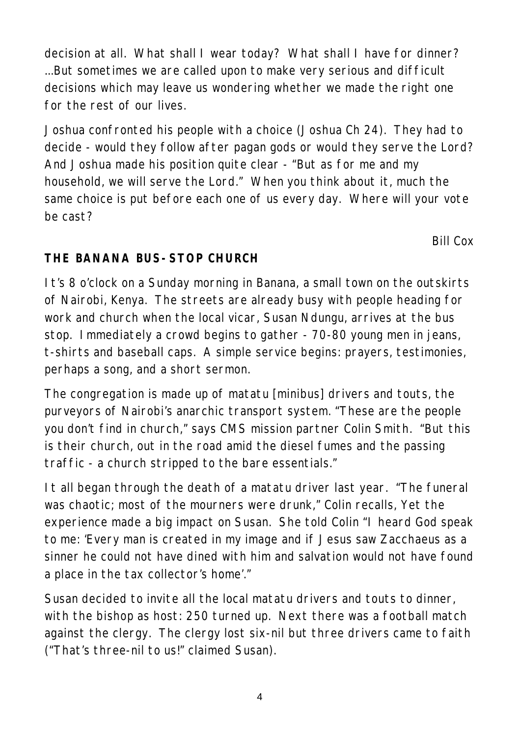decision at all. What shall I wear today? What shall I have for dinner? ...But sometimes we are called upon to make very serious and difficult decisions which may leave us wondering whether we made the right one for the rest of our lives.

Joshua confronted his people with a choice (Joshua Ch 24). They had to decide - would they follow after pagan gods or would they serve the Lord? And Joshua made his position quite clear - "But as for me and my household, we will serve the Lord." When you think about it, much the same choice is put before each one of us every day. Where will your vote be cast?

Bill Cox

## THE BANANA BUS-STOP CHURCH

It's 8 o'clock on a Sunday morning in Banana, a small town on the outskirts of Nairobi, Kenya. The streets are already busy with people heading for work and church when the local vicar, Susan Ndungu, arrives at the bus stop. Immediately a crowd begins to gather - 70-80 young men in jeans, t-shirts and baseball caps. A simple service begins: prayers, testimonies, perhaps a song, and a short sermon.

The congregation is made up of matatu [minibus] drivers and touts, the purveyors of Nairobi's anarchic transport system. "These are the people you don't find in church," says CMS mission partner Colin Smith. "But this is their church, out in the road amid the diesel fumes and the passing traffic - a church stripped to the bare essentials."

It all began through the death of a matatu driver last year. "The funeral was chaotic; most of the mourners were drunk," Colin recalls, Yet the experience made a big impact on Susan. She told Colin "I heard God speak to me: 'Every man is created in my image and if Jesus saw Zacchaeus as a sinner he could not have dined with him and salvation would not have found a place in the tax collector's home'."

Susan decided to invite all the local matatu drivers and touts to dinner, with the bishop as host: 250 turned up. Next there was a football match against the clergy. The clergy lost six-nil but three drivers came to faith ("That's three-nil to us!" claimed Susan).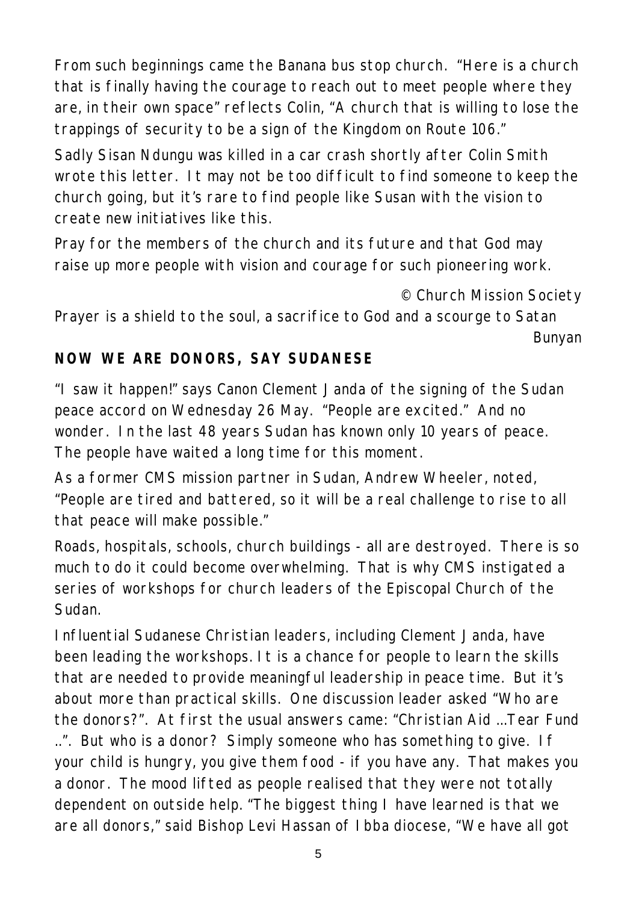From such beginnings came the Banana bus stop church. "Here is a church that is finally having the courage to reach out to meet people where they are, in their own space" reflects Colin, "A church that is willing to lose the trappings of security to be a sign of the Kingdom on Route 106."

Sadly Sisan Ndungu was killed in a car crash shortly after Colin Smith wrote this letter. It may not be too difficult to find someone to keep the church going, but it's rare to find people like Susan with the vision to create new initiatives like this.

Pray for the members of the church and its future and that God may raise up more people with vision and courage for such pioneering work.

© Church Mission Society

Prayer is a shield to the soul, a sacrifice to God and a scourge to Satan

Bunyan

**NOW WE ARE DONORS, SAY SUDANESE**

"I saw it happen!" says Canon Clement Janda of the signing of the Sudan peace accord on Wednesday 26 May. "People are excited." And no wonder. In the last 48 years Sudan has known only 10 years of peace. The people have waited a long time for this moment.

As a former CMS mission partner in Sudan, Andrew Wheeler, noted, "People are tired and battered, so it will be a real challenge to rise to all that peace will make possible."

Roads, hospitals, schools, church buildings - all are destroyed. There is so much to do it could become overwhelming. That is why CMS instigated a series of workshops for church leaders of the Episcopal Church of the Sudan.

Influential Sudanese Christian leaders, including Clement Janda, have been leading the workshops. It is a chance for people to learn the skills that are needed to provide meaningful leadership in peace time. But it's about more than practical skills. One discussion leader asked "Who are the donors?". At first the usual answers came: "Christian Aid …Tear Fund ..". But who is a donor? Simply someone who has something to give. If your child is hungry, you give them food - if you have any. That makes you a donor. The mood lifted as people realised that they were not totally dependent on outside help. "The biggest thing I have learned is that we are all donors," said Bishop Levi Hassan of Ibba diocese, "We have all got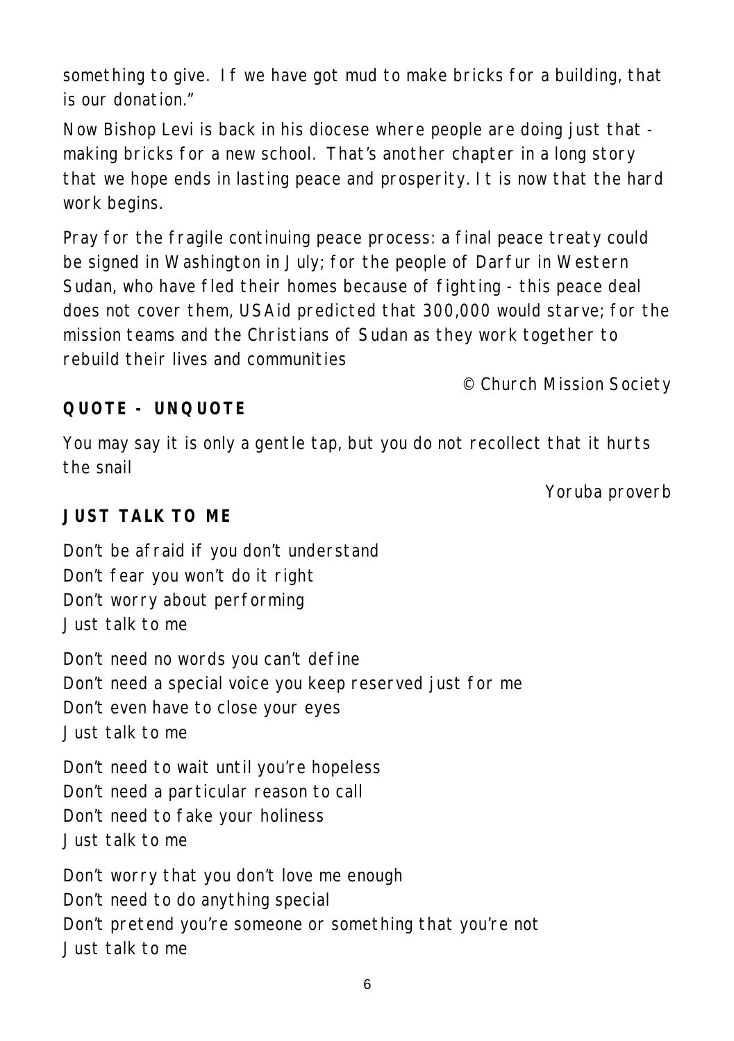something to give. If we have got mud to make bricks for a building, that is our donation."

Now Bishop Levi is back in his diocese where people are doing just that - making bricks for a new school. That's another chapter in a long story that we hope ends in lasting peace and prosperity. It is now that the hard work begins.

Pray for the fragile continuing peace process: a final peace treaty could be signed in Washington in July; for the people of Darfur in Western Sudan, who have fled their homes because of fighting - this peace deal does not cover them, USAid predicted that 300,000 would starve; for the mission teams and the Christians of Sudan as they work together to rebuild their lives and communities

© Church Mission Society

**QUOTE - UNQUOTE**

You may say it is only a gentle tap, but you do not recollect that it hurts the snail

*Yoruba proverb*

**JUST TALK TO ME**

Don't be afraid if you don't understand  
Don't fear you won't do it right  
Don't worry about performing  
Just talk to me

Don't need no words you can't define  
Don't need a special voice you keep reserved just for me  
Don't even have to close your eyes  
Just talk to me

Don't need to wait until you're hopeless  
Don't need a particular reason to call  
Don't need to fake your holiness  
Just talk to me

Don't worry that you don't love me enough  
Don't need to do anything special  
Don't pretend you're someone or something that you're not  
Just talk to me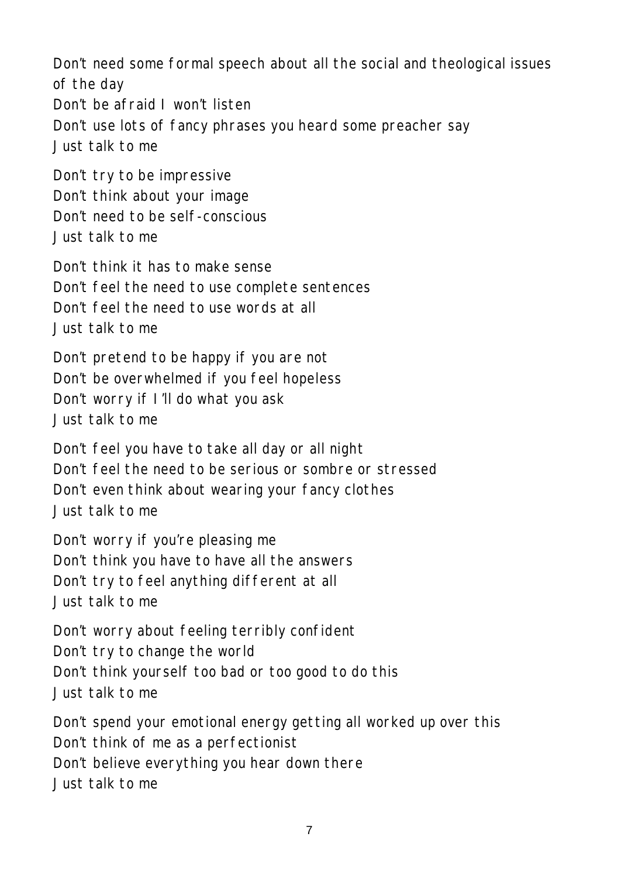Don't need some formal speech about all the social and theological issues of the day
Don't be afraid I won't listen
Don't use lots of fancy phrases you heard some preacher say
Just talk to me

Don't try to be impressive
Don't think about your image
Don't need to be self-conscious
Just talk to me

Don't think it has to make sense
Don't feel the need to use complete sentences
Don't feel the need to use words at all
Just talk to me

Don't pretend to be happy if you are not
Don't be overwhelmed if you feel hopeless
Don't worry if I'll do what you ask
Just talk to me

Don't feel you have to take all day or all night
Don't feel the need to be serious or sombre or stressed
Don't even think about wearing your fancy clothes
Just talk to me

Don't worry if you're pleasing me
Don't think you have to have all the answers
Don't try to feel anything different at all
Just talk to me

Don't worry about feeling terribly confident
Don't try to change the world
Don't think yourself too bad or too good to do this
Just talk to me

Don't spend your emotional energy getting all worked up over this
Don't think of me as a perfectionist
Don't believe everything you hear down there
Just talk to me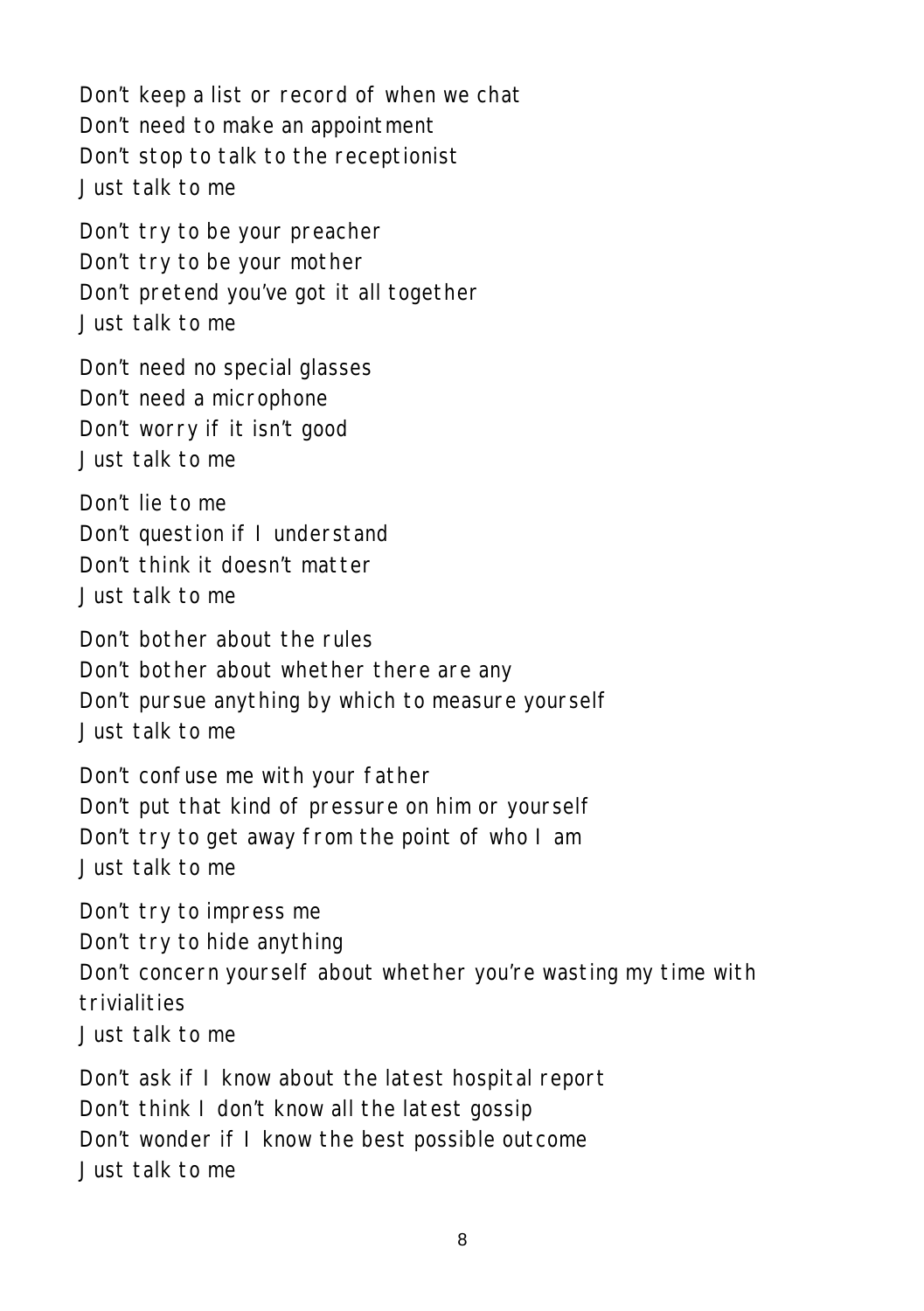Don't keep a list or record of when we chat  
Don't need to make an appointment  
Don't stop to talk to the receptionist  
Just talk to me

Don't try to be your preacher  
Don't try to be your mother  
Don't pretend you've got it all together  
Just talk to me

Don't need no special glasses  
Don't need a microphone  
Don't worry if it isn't good  
Just talk to me

Don't lie to me  
Don't question if I understand  
Don't think it doesn't matter  
Just talk to me

Don't bother about the rules  
Don't bother about whether there are any  
Don't pursue anything by which to measure yourself  
Just talk to me

Don't confuse me with your father  
Don't put that kind of pressure on him or yourself  
Don't try to get away from the point of who I am  
Just talk to me

Don't try to impress me  
Don't try to hide anything  
Don't concern yourself about whether you're wasting my time with trivialities  
Just talk to me

Don't ask if I know about the latest hospital report  
Don't think I don't know all the latest gossip  
Don't wonder if I know the best possible outcome  
Just talk to me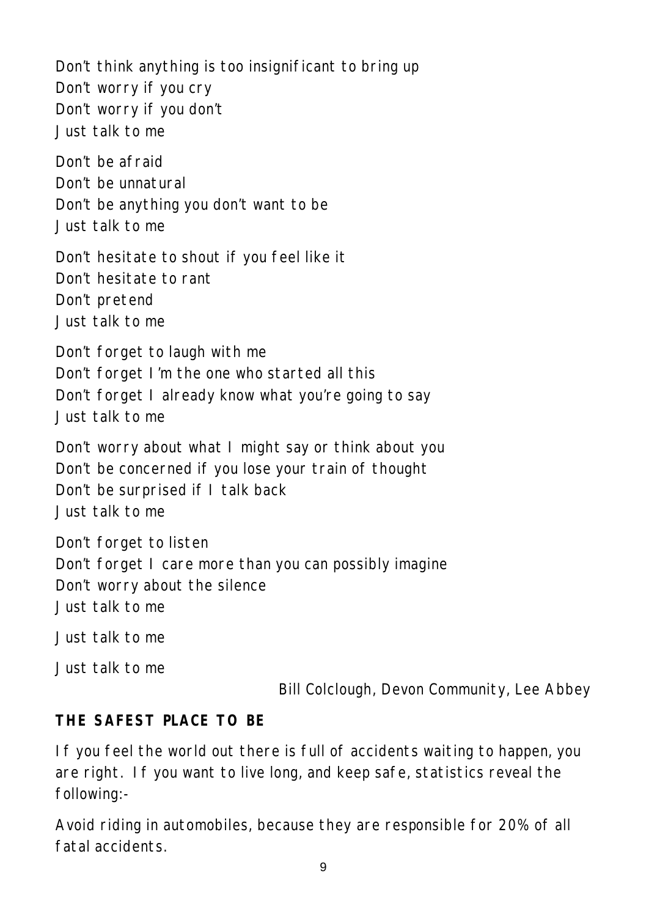Don't think anything is too insignificant to bring up
Don't worry if you cry
Don't worry if you don't
Just talk to me

Don't be afraid
Don't be unnatural
Don't be anything you don't want to be
Just talk to me

Don't hesitate to shout if you feel like it
Don't hesitate to rant
Don't pretend
Just talk to me

Don't forget to laugh with me
Don't forget I'm the one who started all this
Don't forget I already know what you're going to say
Just talk to me

Don't worry about what I might say or think about you
Don't be concerned if you lose your train of thought
Don't be surprised if I talk back
Just talk to me

Don't forget to listen
Don't forget I care more than you can possibly imagine
Don't worry about the silence
Just talk to me

Just talk to me

Just talk to me

Bill Colclough, Devon Community, Lee Abbey

**THE SAFEST PLACE TO BE**

If you feel the world out there is full of accidents waiting to happen, you are right. If you want to live long, and keep safe, statistics reveal the following:-

Avoid riding in automobiles, because they are responsible for 20% of all fatal accidents.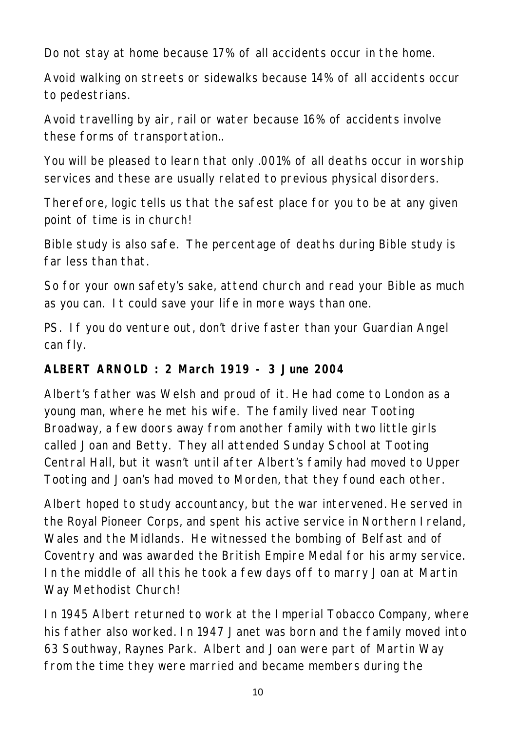Do not stay at home because 17% of all accidents occur in the home.

Avoid walking on streets or sidewalks because 14% of all accidents occur to pedestrians.

Avoid travelling by air, rail or water because 16% of accidents involve these forms of transportation..

You will be pleased to learn that only .001% of all deaths occur in worship services and these are usually related to previous physical disorders.

Therefore, logic tells us that the safest place for you to be at any given point of time is in church!

Bible study is also safe. The percentage of deaths during Bible study is far less than that.

So for your own safety's sake, attend church and read your Bible as much as you can. It could save your life in more ways than one.

PS. If you do venture out, don't drive faster than your Guardian Angel can fly.

**ALBERT ARNOLD : 2 March 1919 - 3 June 2004**

Albert's father was Welsh and proud of it. He had come to London as a young man, where he met his wife. The family lived near Tooting Broadway, a few doors away from another family with two little girls called Joan and Betty. They all attended Sunday School at Tooting Central Hall, but it wasn't until after Albert's family had moved to Upper Tooting and Joan's had moved to Morden, that they found each other.

Albert hoped to study accountancy, but the war intervened. He served in the Royal Pioneer Corps, and spent his active service in Northern Ireland, Wales and the Midlands. He witnessed the bombing of Belfast and of Coventry and was awarded the British Empire Medal for his army service. In the middle of all this he took a few days off to marry Joan at Martin Way Methodist Church!

In 1945 Albert returned to work at the Imperial Tobacco Company, where his father also worked. In 1947 Janet was born and the family moved into 63 Southway, Raynes Park. Albert and Joan were part of Martin Way from the time they were married and became members during the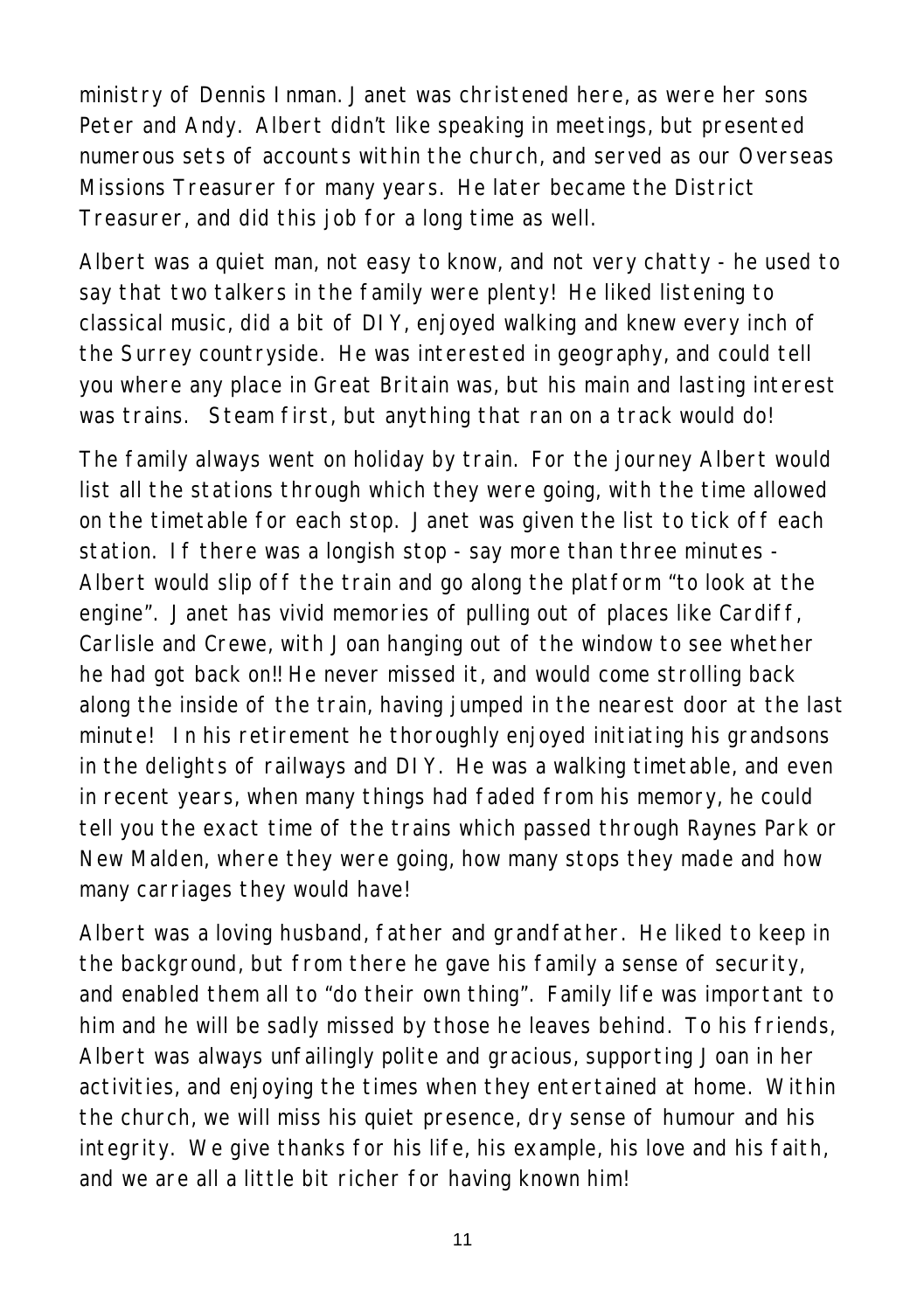ministry of Dennis Inman. Janet was christened here, as were her sons Peter and Andy. Albert didn't like speaking in meetings, but presented numerous sets of accounts within the church, and served as our Overseas Missions Treasurer for many years. He later became the District Treasurer, and did this job for a long time as well.

Albert was a quiet man, not easy to know, and not very chatty - he used to say that two talkers in the family were plenty! He liked listening to classical music, did a bit of DIY, enjoyed walking and knew every inch of the Surrey countryside. He was interested in geography, and could tell you where any place in Great Britain was, but his main and lasting interest was trains. Steam first, but anything that ran on a track would do!

The family always went on holiday by train. For the journey Albert would list all the stations through which they were going, with the time allowed on the timetable for each stop. Janet was given the list to tick off each station. If there was a longish stop - say more than three minutes - Albert would slip off the train and go along the platform "to look at the engine". Janet has vivid memories of pulling out of places like Cardiff, Carlisle and Crewe, with Joan hanging out of the window to see whether he had got back on!! He never missed it, and would come strolling back along the inside of the train, having jumped in the nearest door at the last minute! In his retirement he thoroughly enjoyed initiating his grandsons in the delights of railways and DIY. He was a walking timetable, and even in recent years, when many things had faded from his memory, he could tell you the exact time of the trains which passed through Raynes Park or New Malden, where they were going, how many stops they made and how many carriages they would have!

Albert was a loving husband, father and grandfather. He liked to keep in the background, but from there he gave his family a sense of security, and enabled them all to "do their own thing". Family life was important to him and he will be sadly missed by those he leaves behind. To his friends, Albert was always unfailingly polite and gracious, supporting Joan in her activities, and enjoying the times when they entertained at home. Within the church, we will miss his quiet presence, dry sense of humour and his integrity. We give thanks for his life, his example, his love and his faith, and we are all a little bit richer for having known him!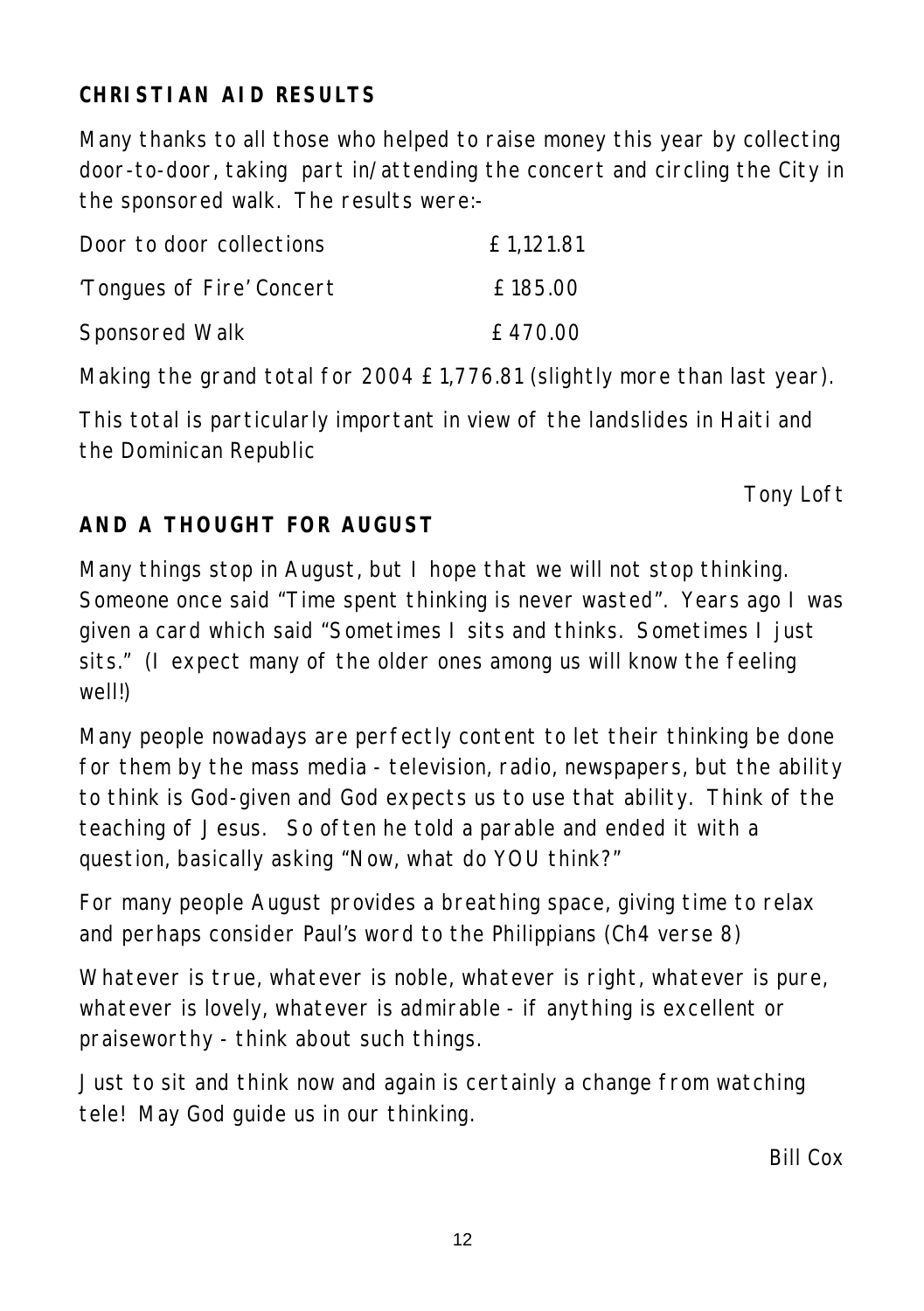## CHRISTIAN AID RESULTS

Many thanks to all those who helped to raise money this year by collecting door-to-door, taking part in/attending the concert and circling the City in the sponsored walk. The results were:-

| | |
|---|---|
| Door to door collections | £ 1,121.81 |
| 'Tongues of Fire' Concert | £ 185.00 |
| Sponsored Walk | £ 470.00 |

Making the grand total for 2004 £ 1,776.81 (slightly more than last year).

This total is particularly important in view of the landslides in Haiti and the Dominican Republic

Tony Loft

## AND A THOUGHT FOR AUGUST

Many things stop in August, but I hope that we will not stop thinking. Someone once said "Time spent thinking is never wasted". Years ago I was given a card which said "Sometimes I sits and thinks. Sometimes I just sits." (I expect many of the older ones among us will know the feeling well!)

Many people nowadays are perfectly content to let their thinking be done for them by the mass media - television, radio, newspapers, but the ability to think is God-given and God expects us to use that ability. Think of the teaching of Jesus. So often he told a parable and ended it with a question, basically asking "Now, what do YOU think?"

For many people August provides a breathing space, giving time to relax and perhaps consider Paul's word to the Philippians (Ch4 verse 8)

Whatever is true, whatever is noble, whatever is right, whatever is pure, whatever is lovely, whatever is admirable - if anything is excellent or praiseworthy - think about such things.

Just to sit and think now and again is certainly a change from watching tele! May God guide us in our thinking.

Bill Cox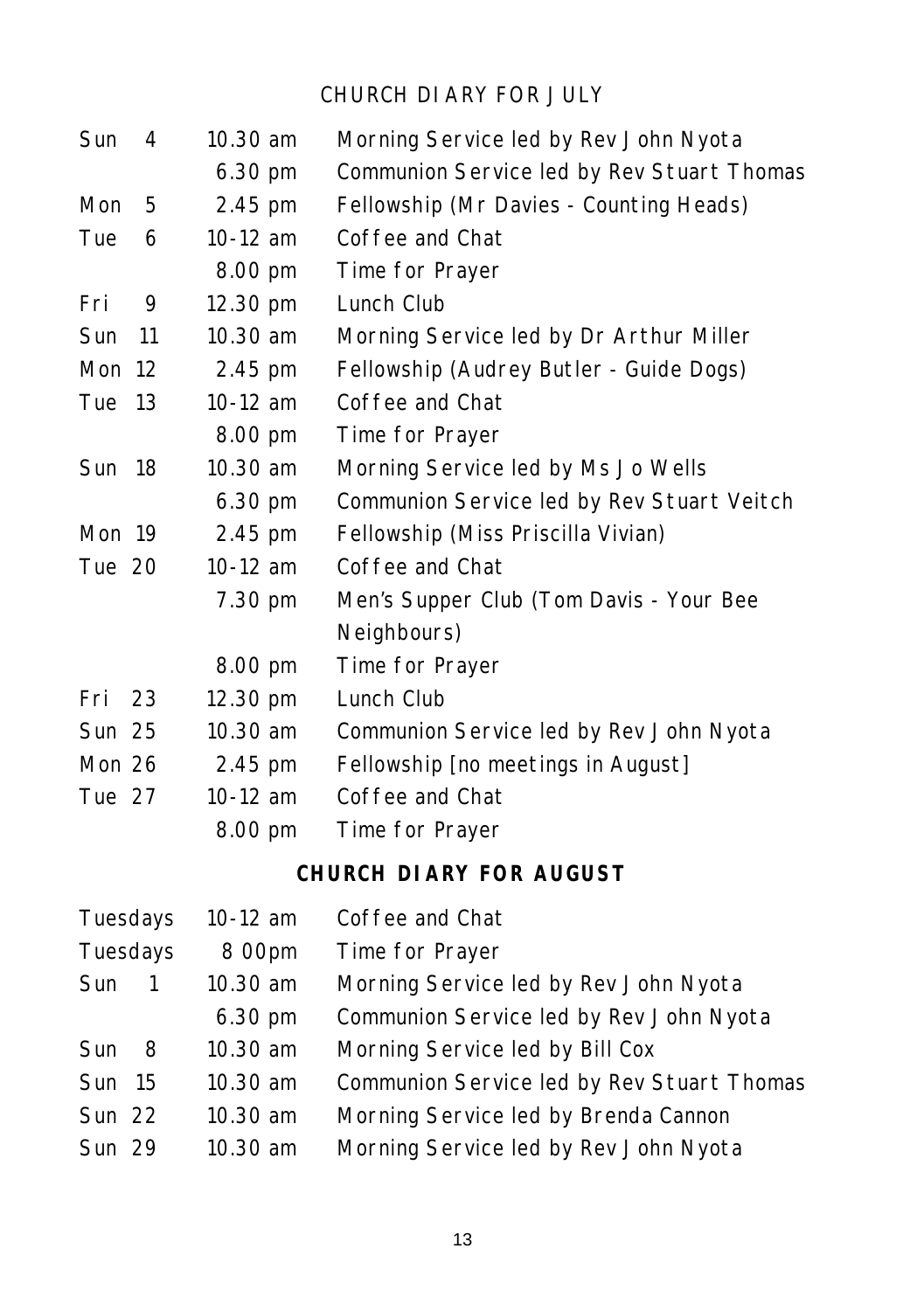## CHURCH DIARY FOR JULY

| | | |
|---|---|---|
| Sun 4 | 10.30 am | Morning Service led by Rev John Nyota |
| | 6.30 pm | Communion Service led by Rev Stuart Thomas |
| Mon 5 | 2.45 pm | Fellowship (Mr Davies - Counting Heads) |
| Tue 6 | 10-12 am | Coffee and Chat |
| | 8.00 pm | Time for Prayer |
| Fri 9 | 12.30 pm | Lunch Club |
| Sun 11 | 10.30 am | Morning Service led by Dr Arthur Miller |
| Mon 12 | 2.45 pm | Fellowship (Audrey Butler - Guide Dogs) |
| Tue 13 | 10-12 am | Coffee and Chat |
| | 8.00 pm | Time for Prayer |
| Sun 18 | 10.30 am | Morning Service led by Ms Jo Wells |
| | 6.30 pm | Communion Service led by Rev Stuart Veitch |
| Mon 19 | 2.45 pm | Fellowship (Miss Priscilla Vivian) |
| Tue 20 | 10-12 am | Coffee and Chat |
| | 7.30 pm | Men's Supper Club (Tom Davis - Your Bee Neighbours) |
| | 8.00 pm | Time for Prayer |
| Fri 23 | 12.30 pm | Lunch Club |
| Sun 25 | 10.30 am | Communion Service led by Rev John Nyota |
| Mon 26 | 2.45 pm | Fellowship [no meetings in August] |
| Tue 27 | 10-12 am | Coffee and Chat |
| | 8.00 pm | Time for Prayer |

## CHURCH DIARY FOR AUGUST

| | | |
|---|---|---|
| Tuesdays | 10-12 am | Coffee and Chat |
| Tuesdays | 8 00pm | Time for Prayer |
| Sun 1 | 10.30 am | Morning Service led by Rev John Nyota |
| | 6.30 pm | Communion Service led by Rev John Nyota |
| Sun 8 | 10.30 am | Morning Service led by Bill Cox |
| Sun 15 | 10.30 am | Communion Service led by Rev Stuart Thomas |
| Sun 22 | 10.30 am | Morning Service led by Brenda Cannon |
| Sun 29 | 10.30 am | Morning Service led by Rev John Nyota |